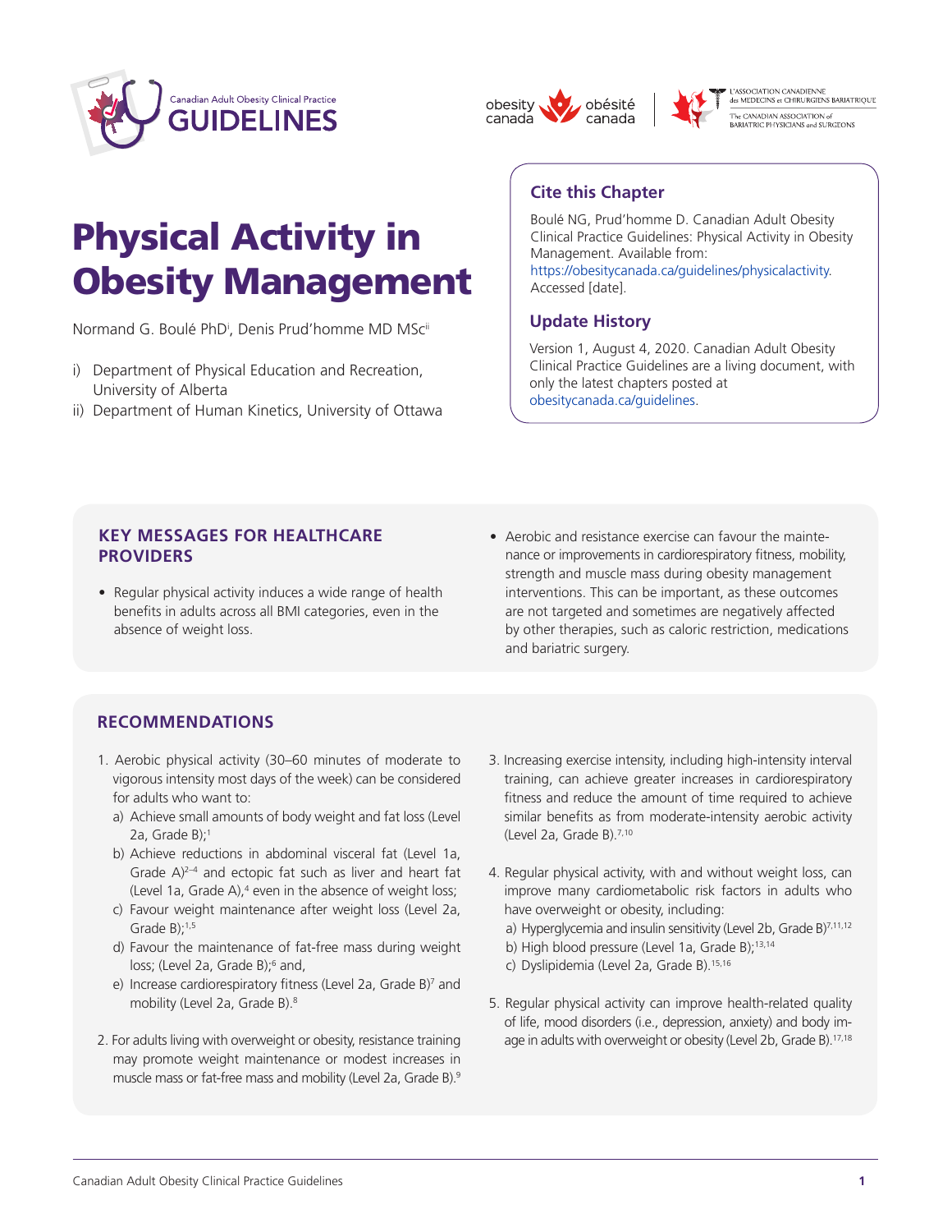# Physical Activity in Obesity Management

Normand G. Boulé PhD[i], Denis Prud'homme MD MSc[ii]

i) Department of Physical Education and Recreation, University of Alberta
ii) Department of Human Kinetics, University of Ottawa

## Cite this Chapter

Boulé NG, Prud'homme D. Canadian Adult Obesity Clinical Practice Guidelines: Physical Activity in Obesity Management. Available from: https://obesitycanada.ca/guidelines/physicalactivity. Accessed [date].

## Update History

Version 1, August 4, 2020. Canadian Adult Obesity Clinical Practice Guidelines are a living document, with only the latest chapters posted at obesitycanada.ca/guidelines.

## KEY MESSAGES FOR HEALTHCARE PROVIDERS

- Regular physical activity induces a wide range of health benefits in adults across all BMI categories, even in the absence of weight loss.
- Aerobic and resistance exercise can favour the maintenance or improvements in cardiorespiratory fitness, mobility, strength and muscle mass during obesity management interventions. This can be important, as these outcomes are not targeted and sometimes are negatively affected by other therapies, such as caloric restriction, medications and bariatric surgery.

## RECOMMENDATIONS

1. Aerobic physical activity (30–60 minutes of moderate to vigorous intensity most days of the week) can be considered for adults who want to:
   a) Achieve small amounts of body weight and fat loss (Level 2a, Grade B);[1]
   b) Achieve reductions in abdominal visceral fat (Level 1a, Grade A)[2–4] and ectopic fat such as liver and heart fat (Level 1a, Grade A),[4] even in the absence of weight loss;
   c) Favour weight maintenance after weight loss (Level 2a, Grade B);[1,5]
   d) Favour the maintenance of fat-free mass during weight loss; (Level 2a, Grade B);[6] and,
   e) Increase cardiorespiratory fitness (Level 2a, Grade B)[7] and mobility (Level 2a, Grade B).[8]

2. For adults living with overweight or obesity, resistance training may promote weight maintenance or modest increases in muscle mass or fat-free mass and mobility (Level 2a, Grade B).[9]

3. Increasing exercise intensity, including high-intensity interval training, can achieve greater increases in cardiorespiratory fitness and reduce the amount of time required to achieve similar benefits as from moderate-intensity aerobic activity (Level 2a, Grade B).[7,10]

4. Regular physical activity, with and without weight loss, can improve many cardiometabolic risk factors in adults who have overweight or obesity, including:
   a) Hyperglycemia and insulin sensitivity (Level 2b, Grade B)[7,11,12]
   b) High blood pressure (Level 1a, Grade B);[13,14]
   c) Dyslipidemia (Level 2a, Grade B).[15,16]

5. Regular physical activity can improve health-related quality of life, mood disorders (i.e., depression, anxiety) and body image in adults with overweight or obesity (Level 2b, Grade B).[17,18]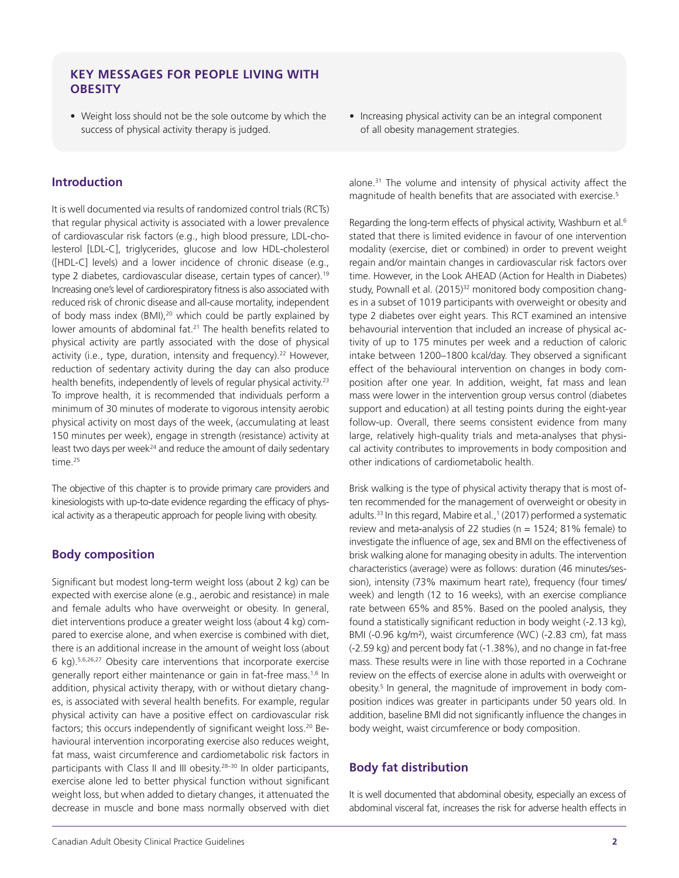## KEY MESSAGES FOR PEOPLE LIVING WITH OBESITY

- Weight loss should not be the sole outcome by which the success of physical activity therapy is judged.
- Increasing physical activity can be an integral component of all obesity management strategies.

## Introduction

It is well documented via results of randomized control trials (RCTs) that regular physical activity is associated with a lower prevalence of cardiovascular risk factors (e.g., high blood pressure, LDL-cholesterol [LDL-C], triglycerides, glucose and low HDL-cholesterol ([HDL-C] levels) and a lower incidence of chronic disease (e.g., type 2 diabetes, cardiovascular disease, certain types of cancer).[19] Increasing one's level of cardiorespiratory fitness is also associated with reduced risk of chronic disease and all-cause mortality, independent of body mass index (BMI),[20] which could be partly explained by lower amounts of abdominal fat.[21] The health benefits related to physical activity are partly associated with the dose of physical activity (i.e., type, duration, intensity and frequency).[22] However, reduction of sedentary activity during the day can also produce health benefits, independently of levels of regular physical activity.[23] To improve health, it is recommended that individuals perform a minimum of 30 minutes of moderate to vigorous intensity aerobic physical activity on most days of the week, (accumulating at least 150 minutes per week), engage in strength (resistance) activity at least two days per week[24] and reduce the amount of daily sedentary time.[25]

The objective of this chapter is to provide primary care providers and kinesiologists with up-to-date evidence regarding the efficacy of physical activity as a therapeutic approach for people living with obesity.

## Body composition

Significant but modest long-term weight loss (about 2 kg) can be expected with exercise alone (e.g., aerobic and resistance) in male and female adults who have overweight or obesity. In general, diet interventions produce a greater weight loss (about 4 kg) compared to exercise alone, and when exercise is combined with diet, there is an additional increase in the amount of weight loss (about 6 kg).[5,6,26,27] Obesity care interventions that incorporate exercise generally report either maintenance or gain in fat-free mass.[1,6] In addition, physical activity therapy, with or without dietary changes, is associated with several health benefits. For example, regular physical activity can have a positive effect on cardiovascular risk factors; this occurs independently of significant weight loss.[20] Behavioural intervention incorporating exercise also reduces weight, fat mass, waist circumference and cardiometabolic risk factors in participants with Class II and III obesity.[28–30] In older participants, exercise alone led to better physical function without significant weight loss, but when added to dietary changes, it attenuated the decrease in muscle and bone mass normally observed with diet alone.[31] The volume and intensity of physical activity affect the magnitude of health benefits that are associated with exercise.[5]

Regarding the long-term effects of physical activity, Washburn et al.[6] stated that there is limited evidence in favour of one intervention modality (exercise, diet or combined) in order to prevent weight regain and/or maintain changes in cardiovascular risk factors over time. However, in the Look AHEAD (Action for Health in Diabetes) study, Pownall et al. (2015)[32] monitored body composition changes in a subset of 1019 participants with overweight or obesity and type 2 diabetes over eight years. This RCT examined an intensive behavioural intervention that included an increase of physical activity of up to 175 minutes per week and a reduction of caloric intake between 1200–1800 kcal/day. They observed a significant effect of the behavioural intervention on changes in body composition after one year. In addition, weight, fat mass and lean mass were lower in the intervention group versus control (diabetes support and education) at all testing points during the eight-year follow-up. Overall, there seems consistent evidence from many large, relatively high-quality trials and meta-analyses that physical activity contributes to improvements in body composition and other indications of cardiometabolic health.

Brisk walking is the type of physical activity therapy that is most often recommended for the management of overweight or obesity in adults.[33] In this regard, Mabire et al.,[1] (2017) performed a systematic review and meta-analysis of 22 studies (n = 1524; 81% female) to investigate the influence of age, sex and BMI on the effectiveness of brisk walking alone for managing obesity in adults. The intervention characteristics (average) were as follows: duration (46 minutes/session), intensity (73% maximum heart rate), frequency (four times/week) and length (12 to 16 weeks), with an exercise compliance rate between 65% and 85%. Based on the pooled analysis, they found a statistically significant reduction in body weight (-2.13 kg), BMI (-0.96 kg/m²), waist circumference (WC) (-2.83 cm), fat mass (-2.59 kg) and percent body fat (-1.38%), and no change in fat-free mass. These results were in line with those reported in a Cochrane review on the effects of exercise alone in adults with overweight or obesity.[5] In general, the magnitude of improvement in body composition indices was greater in participants under 50 years old. In addition, baseline BMI did not significantly influence the changes in body weight, waist circumference or body composition.

## Body fat distribution

It is well documented that abdominal obesity, especially an excess of abdominal visceral fat, increases the risk for adverse health effects in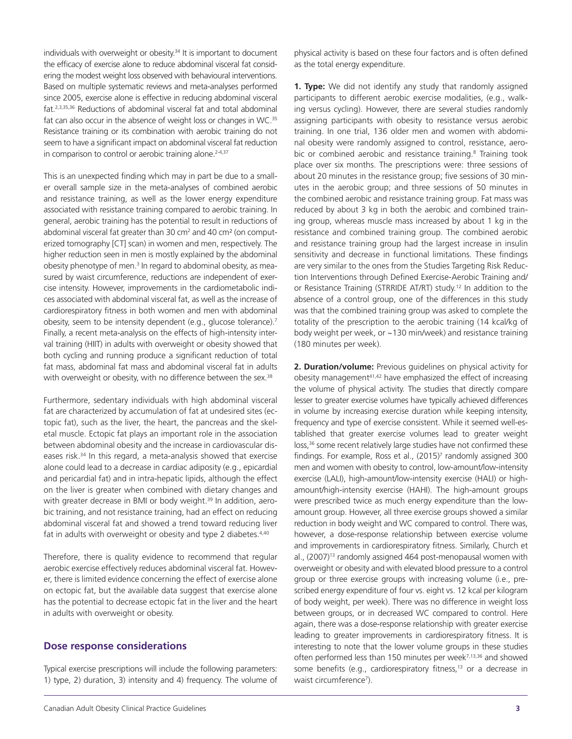individuals with overweight or obesity.[34] It is important to document the efficacy of exercise alone to reduce abdominal visceral fat considering the modest weight loss observed with behavioural interventions. Based on multiple systematic reviews and meta-analyses performed since 2005, exercise alone is effective in reducing abdominal visceral fat.[2,3,35,36] Reductions of abdominal visceral fat and total abdominal fat can also occur in the absence of weight loss or changes in WC.[35] Resistance training or its combination with aerobic training do not seem to have a significant impact on abdominal visceral fat reduction in comparison to control or aerobic training alone.[2-4,37]

This is an unexpected finding which may in part be due to a smaller overall sample size in the meta-analyses of combined aerobic and resistance training, as well as the lower energy expenditure associated with resistance training compared to aerobic training. In general, aerobic training has the potential to result in reductions of abdominal visceral fat greater than 30 cm² and 40 cm² (on computerized tomography [CT] scan) in women and men, respectively. The higher reduction seen in men is mostly explained by the abdominal obesity phenotype of men.[3] In regard to abdominal obesity, as measured by waist circumference, reductions are independent of exercise intensity. However, improvements in the cardiometabolic indices associated with abdominal visceral fat, as well as the increase of cardiorespiratory fitness in both women and men with abdominal obesity, seem to be intensity dependent (e.g., glucose tolerance).[7] Finally, a recent meta-analysis on the effects of high-intensity interval training (HIIT) in adults with overweight or obesity showed that both cycling and running produce a significant reduction of total fat mass, abdominal fat mass and abdominal visceral fat in adults with overweight or obesity, with no difference between the sex.[38]

Furthermore, sedentary individuals with high abdominal visceral fat are characterized by accumulation of fat at undesired sites (ectopic fat), such as the liver, the heart, the pancreas and the skeletal muscle. Ectopic fat plays an important role in the association between abdominal obesity and the increase in cardiovascular diseases risk.[34] In this regard, a meta-analysis showed that exercise alone could lead to a decrease in cardiac adiposity (e.g., epicardial and pericardial fat) and in intra-hepatic lipids, although the effect on the liver is greater when combined with dietary changes and with greater decrease in BMI or body weight.[39] In addition, aerobic training, and not resistance training, had an effect on reducing abdominal visceral fat and showed a trend toward reducing liver fat in adults with overweight or obesity and type 2 diabetes.[4,40]

Therefore, there is quality evidence to recommend that regular aerobic exercise effectively reduces abdominal visceral fat. However, there is limited evidence concerning the effect of exercise alone on ectopic fat, but the available data suggest that exercise alone has the potential to decrease ectopic fat in the liver and the heart in adults with overweight or obesity.

## Dose response considerations

Typical exercise prescriptions will include the following parameters: 1) type, 2) duration, 3) intensity and 4) frequency. The volume of physical activity is based on these four factors and is often defined as the total energy expenditure.

**1. Type:** We did not identify any study that randomly assigned participants to different aerobic exercise modalities, (e.g., walking versus cycling). However, there are several studies randomly assigning participants with obesity to resistance versus aerobic training. In one trial, 136 older men and women with abdominal obesity were randomly assigned to control, resistance, aerobic or combined aerobic and resistance training.[8] Training took place over six months. The prescriptions were: three sessions of about 20 minutes in the resistance group; five sessions of 30 minutes in the aerobic group; and three sessions of 50 minutes in the combined aerobic and resistance training group. Fat mass was reduced by about 3 kg in both the aerobic and combined training group, whereas muscle mass increased by about 1 kg in the resistance and combined training group. The combined aerobic and resistance training group had the largest increase in insulin sensitivity and decrease in functional limitations. These findings are very similar to the ones from the Studies Targeting Risk Reduction Interventions through Defined Exercise-Aerobic Training and/or Resistance Training (STRRIDE AT/RT) study.[12] In addition to the absence of a control group, one of the differences in this study was that the combined training group was asked to complete the totality of the prescription to the aerobic training (14 kcal/kg of body weight per week, or ~130 min/week) and resistance training (180 minutes per week).

**2. Duration/volume:** Previous guidelines on physical activity for obesity management[41,42] have emphasized the effect of increasing the volume of physical activity. The studies that directly compare lesser to greater exercise volumes have typically achieved differences in volume by increasing exercise duration while keeping intensity, frequency and type of exercise consistent. While it seemed well-established that greater exercise volumes lead to greater weight loss,[36] some recent relatively large studies have not confirmed these findings. For example, Ross et al., (2015)[7] randomly assigned 300 men and women with obesity to control, low-amount/low-intensity exercise (LALI), high-amount/low-intensity exercise (HALI) or high-amount/high-intensity exercise (HAHI). The high-amount groups were prescribed twice as much energy expenditure than the low-amount group. However, all three exercise groups showed a similar reduction in body weight and WC compared to control. There was, however, a dose-response relationship between exercise volume and improvements in cardiorespiratory fitness. Similarly, Church et al., (2007)[13] randomly assigned 464 post-menopausal women with overweight or obesity and with elevated blood pressure to a control group or three exercise groups with increasing volume (i.e., prescribed energy expenditure of four vs. eight vs. 12 kcal per kilogram of body weight, per week). There was no difference in weight loss between groups, or in decreased WC compared to control. Here again, there was a dose-response relationship with greater exercise leading to greater improvements in cardiorespiratory fitness. It is interesting to note that the lower volume groups in these studies often performed less than 150 minutes per week[7,13,36] and showed some benefits (e.g., cardiorespiratory fitness,[13] or a decrease in waist circumference[7]).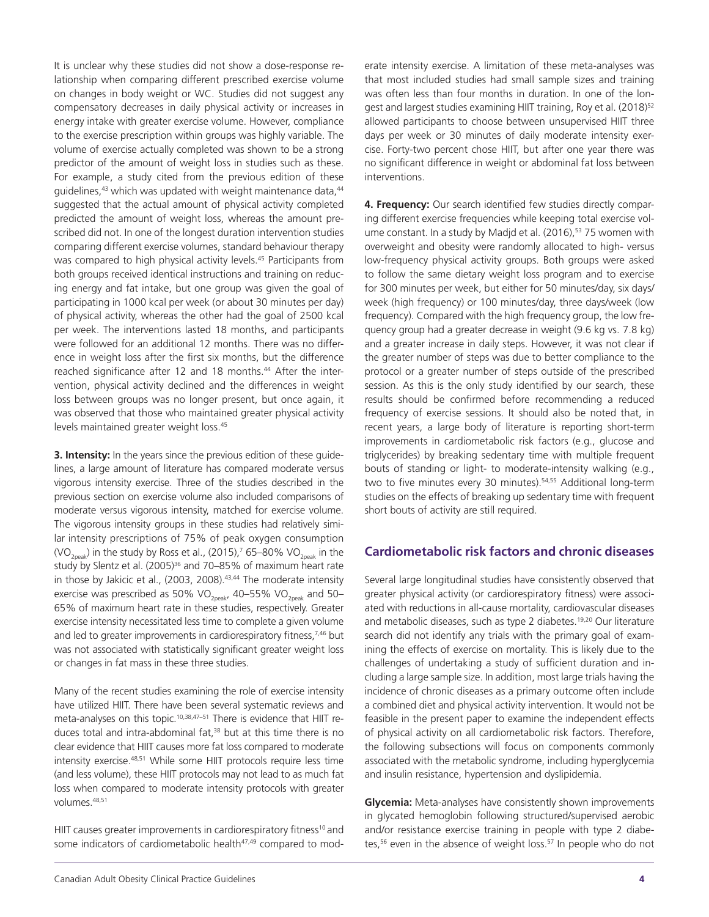It is unclear why these studies did not show a dose-response relationship when comparing different prescribed exercise volume on changes in body weight or WC. Studies did not suggest any compensatory decreases in daily physical activity or increases in energy intake with greater exercise volume. However, compliance to the exercise prescription within groups was highly variable. The volume of exercise actually completed was shown to be a strong predictor of the amount of weight loss in studies such as these. For example, a study cited from the previous edition of these guidelines,[43] which was updated with weight maintenance data,[44] suggested that the actual amount of physical activity completed predicted the amount of weight loss, whereas the amount prescribed did not. In one of the longest duration intervention studies comparing different exercise volumes, standard behaviour therapy was compared to high physical activity levels.[45] Participants from both groups received identical instructions and training on reducing energy and fat intake, but one group was given the goal of participating in 1000 kcal per week (or about 30 minutes per day) of physical activity, whereas the other had the goal of 2500 kcal per week. The interventions lasted 18 months, and participants were followed for an additional 12 months. There was no difference in weight loss after the first six months, but the difference reached significance after 12 and 18 months.[44] After the intervention, physical activity declined and the differences in weight loss between groups was no longer present, but once again, it was observed that those who maintained greater physical activity levels maintained greater weight loss.[45]

**3. Intensity:** In the years since the previous edition of these guidelines, a large amount of literature has compared moderate versus vigorous intensity exercise. Three of the studies described in the previous section on exercise volume also included comparisons of moderate versus vigorous intensity, matched for exercise volume. The vigorous intensity groups in these studies had relatively similar intensity prescriptions of 75% of peak oxygen consumption ($VO_{2peak}$) in the study by Ross et al., (2015),[7] 65–80% $VO_{2peak}$ in the study by Slentz et al. (2005)[36] and 70–85% of maximum heart rate in those by Jakicic et al., (2003, 2008).[43,44] The moderate intensity exercise was prescribed as 50% $VO_{2peak}$, 40–55% $VO_{2peak}$ and 50–65% of maximum heart rate in these studies, respectively. Greater exercise intensity necessitated less time to complete a given volume and led to greater improvements in cardiorespiratory fitness,[7,46] but was not associated with statistically significant greater weight loss or changes in fat mass in these three studies.

Many of the recent studies examining the role of exercise intensity have utilized HIIT. There have been several systematic reviews and meta-analyses on this topic.[10,38,47–51] There is evidence that HIIT reduces total and intra-abdominal fat,[38] but at this time there is no clear evidence that HIIT causes more fat loss compared to moderate intensity exercise.[48,51] While some HIIT protocols require less time (and less volume), these HIIT protocols may not lead to as much fat loss when compared to moderate intensity protocols with greater volumes.[48,51]

HIIT causes greater improvements in cardiorespiratory fitness[10] and some indicators of cardiometabolic health[47,49] compared to moderate intensity exercise. A limitation of these meta-analyses was that most included studies had small sample sizes and training was often less than four months in duration. In one of the longest and largest studies examining HIIT training, Roy et al. (2018)[52] allowed participants to choose between unsupervised HIIT three days per week or 30 minutes of daily moderate intensity exercise. Forty-two percent chose HIIT, but after one year there was no significant difference in weight or abdominal fat loss between interventions.

**4. Frequency:** Our search identified few studies directly comparing different exercise frequencies while keeping total exercise volume constant. In a study by Madjd et al. (2016),[53] 75 women with overweight and obesity were randomly allocated to high- versus low-frequency physical activity groups. Both groups were asked to follow the same dietary weight loss program and to exercise for 300 minutes per week, but either for 50 minutes/day, six days/week (high frequency) or 100 minutes/day, three days/week (low frequency). Compared with the high frequency group, the low frequency group had a greater decrease in weight (9.6 kg vs. 7.8 kg) and a greater increase in daily steps. However, it was not clear if the greater number of steps was due to better compliance to the protocol or a greater number of steps outside of the prescribed session. As this is the only study identified by our search, these results should be confirmed before recommending a reduced frequency of exercise sessions. It should also be noted that, in recent years, a large body of literature is reporting short-term improvements in cardiometabolic risk factors (e.g., glucose and triglycerides) by breaking sedentary time with multiple frequent bouts of standing or light- to moderate-intensity walking (e.g., two to five minutes every 30 minutes).[54,55] Additional long-term studies on the effects of breaking up sedentary time with frequent short bouts of activity are still required.

## Cardiometabolic risk factors and chronic diseases

Several large longitudinal studies have consistently observed that greater physical activity (or cardiorespiratory fitness) were associated with reductions in all-cause mortality, cardiovascular diseases and metabolic diseases, such as type 2 diabetes.[19,20] Our literature search did not identify any trials with the primary goal of examining the effects of exercise on mortality. This is likely due to the challenges of undertaking a study of sufficient duration and including a large sample size. In addition, most large trials having the incidence of chronic diseases as a primary outcome often include a combined diet and physical activity intervention. It would not be feasible in the present paper to examine the independent effects of physical activity on all cardiometabolic risk factors. Therefore, the following subsections will focus on components commonly associated with the metabolic syndrome, including hyperglycemia and insulin resistance, hypertension and dyslipidemia.

**Glycemia:** Meta-analyses have consistently shown improvements in glycated hemoglobin following structured/supervised aerobic and/or resistance exercise training in people with type 2 diabetes,[56] even in the absence of weight loss.[57] In people who do not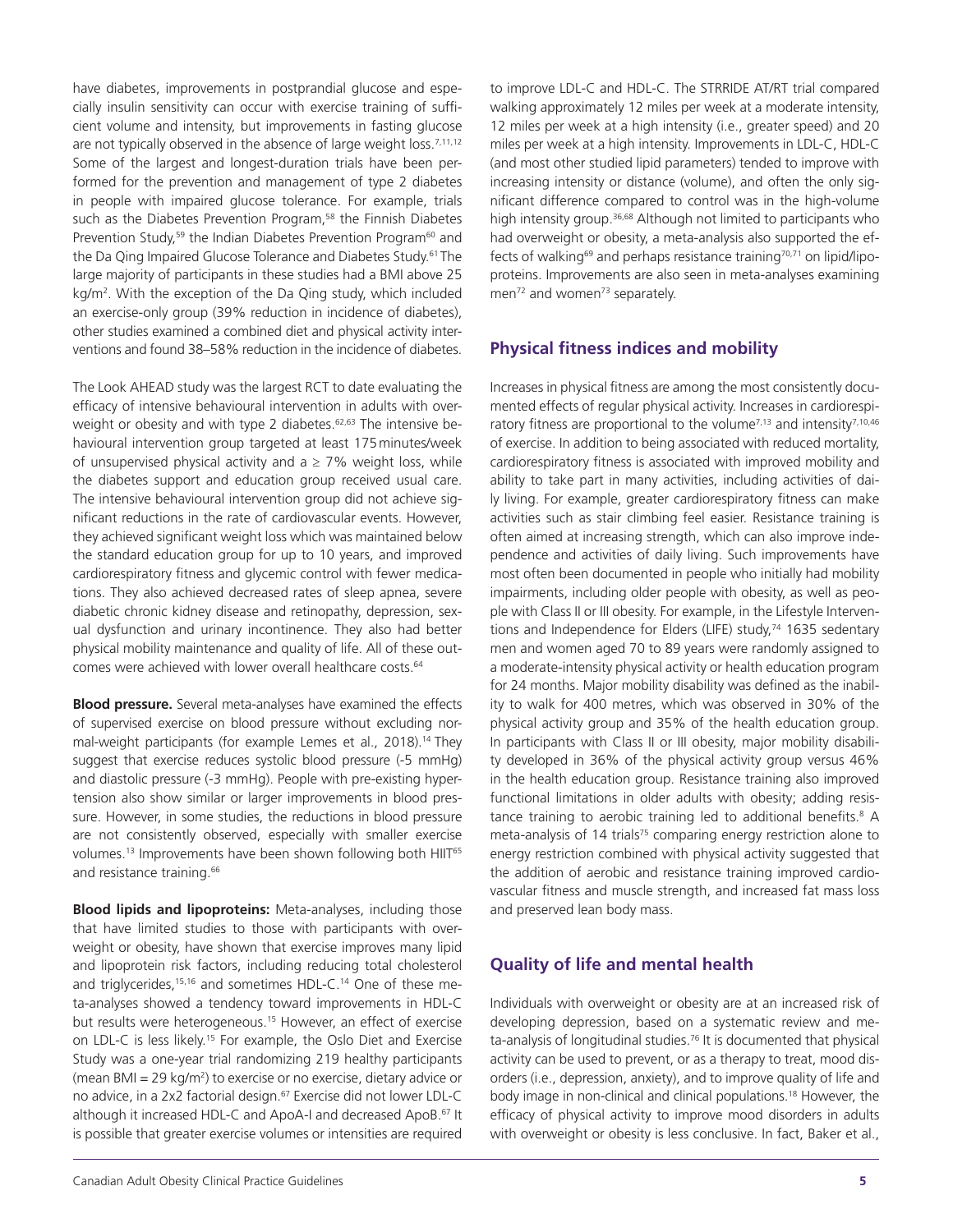have diabetes, improvements in postprandial glucose and especially insulin sensitivity can occur with exercise training of sufficient volume and intensity, but improvements in fasting glucose are not typically observed in the absence of large weight loss.[7,11,12] Some of the largest and longest-duration trials have been performed for the prevention and management of type 2 diabetes in people with impaired glucose tolerance. For example, trials such as the Diabetes Prevention Program,[58] the Finnish Diabetes Prevention Study,[59] the Indian Diabetes Prevention Program[60] and the Da Qing Impaired Glucose Tolerance and Diabetes Study.[61] The large majority of participants in these studies had a BMI above 25 kg/m$^2$. With the exception of the Da Qing study, which included an exercise-only group (39% reduction in incidence of diabetes), other studies examined a combined diet and physical activity interventions and found 38–58% reduction in the incidence of diabetes.

The Look AHEAD study was the largest RCT to date evaluating the efficacy of intensive behavioural intervention in adults with overweight or obesity and with type 2 diabetes.[62,63] The intensive behavioural intervention group targeted at least 175 minutes/week of unsupervised physical activity and a ≥ 7% weight loss, while the diabetes support and education group received usual care. The intensive behavioural intervention group did not achieve significant reductions in the rate of cardiovascular events. However, they achieved significant weight loss which was maintained below the standard education group for up to 10 years, and improved cardiorespiratory fitness and glycemic control with fewer medications. They also achieved decreased rates of sleep apnea, severe diabetic chronic kidney disease and retinopathy, depression, sexual dysfunction and urinary incontinence. They also had better physical mobility maintenance and quality of life. All of these outcomes were achieved with lower overall healthcare costs.[64]

**Blood pressure.** Several meta-analyses have examined the effects of supervised exercise on blood pressure without excluding normal-weight participants (for example Lemes et al., 2018).[14] They suggest that exercise reduces systolic blood pressure (-5 mmHg) and diastolic pressure (-3 mmHg). People with pre-existing hypertension also show similar or larger improvements in blood pressure. However, in some studies, the reductions in blood pressure are not consistently observed, especially with smaller exercise volumes.[13] Improvements have been shown following both HIIT[65] and resistance training.[66]

**Blood lipids and lipoproteins:** Meta-analyses, including those that have limited studies to those with participants with overweight or obesity, have shown that exercise improves many lipid and lipoprotein risk factors, including reducing total cholesterol and triglycerides,[15,16] and sometimes HDL-C.[14] One of these meta-analyses showed a tendency toward improvements in HDL-C but results were heterogeneous.[15] However, an effect of exercise on LDL-C is less likely.[15] For example, the Oslo Diet and Exercise Study was a one-year trial randomizing 219 healthy participants (mean BMI = 29 kg/m$^2$) to exercise or no exercise, dietary advice or no advice, in a 2x2 factorial design.[67] Exercise did not lower LDL-C although it increased HDL-C and ApoA-I and decreased ApoB.[67] It is possible that greater exercise volumes or intensities are required to improve LDL-C and HDL-C. The STRRIDE AT/RT trial compared walking approximately 12 miles per week at a moderate intensity, 12 miles per week at a high intensity (i.e., greater speed) and 20 miles per week at a high intensity. Improvements in LDL-C, HDL-C (and most other studied lipid parameters) tended to improve with increasing intensity or distance (volume), and often the only significant difference compared to control was in the high-volume high intensity group.[36,68] Although not limited to participants who had overweight or obesity, a meta-analysis also supported the effects of walking[69] and perhaps resistance training[70,71] on lipid/lipoproteins. Improvements are also seen in meta-analyses examining men[72] and women[73] separately.

## Physical fitness indices and mobility

Increases in physical fitness are among the most consistently documented effects of regular physical activity. Increases in cardiorespiratory fitness are proportional to the volume[7,13] and intensity[7,10,46] of exercise. In addition to being associated with reduced mortality, cardiorespiratory fitness is associated with improved mobility and ability to take part in many activities, including activities of daily living. For example, greater cardiorespiratory fitness can make activities such as stair climbing feel easier. Resistance training is often aimed at increasing strength, which can also improve independence and activities of daily living. Such improvements have most often been documented in people who initially had mobility impairments, including older people with obesity, as well as people with Class II or III obesity. For example, in the Lifestyle Interventions and Independence for Elders (LIFE) study,[74] 1635 sedentary men and women aged 70 to 89 years were randomly assigned to a moderate-intensity physical activity or health education program for 24 months. Major mobility disability was defined as the inability to walk for 400 metres, which was observed in 30% of the physical activity group and 35% of the health education group. In participants with Class II or III obesity, major mobility disability developed in 36% of the physical activity group versus 46% in the health education group. Resistance training also improved functional limitations in older adults with obesity; adding resistance training to aerobic training led to additional benefits.[8] A meta-analysis of 14 trials[75] comparing energy restriction alone to energy restriction combined with physical activity suggested that the addition of aerobic and resistance training improved cardiovascular fitness and muscle strength, and increased fat mass loss and preserved lean body mass.

## Quality of life and mental health

Individuals with overweight or obesity are at an increased risk of developing depression, based on a systematic review and meta-analysis of longitudinal studies.[76] It is documented that physical activity can be used to prevent, or as a therapy to treat, mood disorders (i.e., depression, anxiety), and to improve quality of life and body image in non-clinical and clinical populations.[18] However, the efficacy of physical activity to improve mood disorders in adults with overweight or obesity is less conclusive. In fact, Baker et al.,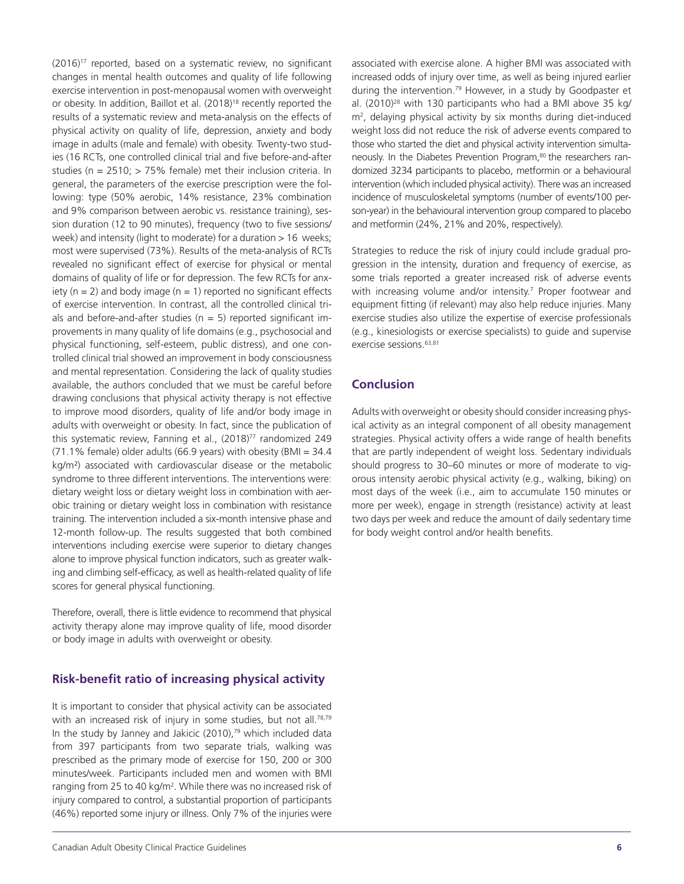(2016)[17] reported, based on a systematic review, no significant changes in mental health outcomes and quality of life following exercise intervention in post-menopausal women with overweight or obesity. In addition, Baillot et al. (2018)[18] recently reported the results of a systematic review and meta-analysis on the effects of physical activity on quality of life, depression, anxiety and body image in adults (male and female) with obesity. Twenty-two studies (16 RCTs, one controlled clinical trial and five before-and-after studies (n = 2510; > 75% female) met their inclusion criteria. In general, the parameters of the exercise prescription were the following: type (50% aerobic, 14% resistance, 23% combination and 9% comparison between aerobic vs. resistance training), session duration (12 to 90 minutes), frequency (two to five sessions/week) and intensity (light to moderate) for a duration > 16 weeks; most were supervised (73%). Results of the meta-analysis of RCTs revealed no significant effect of exercise for physical or mental domains of quality of life or for depression. The few RCTs for anxiety (n = 2) and body image (n = 1) reported no significant effects of exercise intervention. In contrast, all the controlled clinical trials and before-and-after studies (n = 5) reported significant improvements in many quality of life domains (e.g., psychosocial and physical functioning, self-esteem, public distress), and one controlled clinical trial showed an improvement in body consciousness and mental representation. Considering the lack of quality studies available, the authors concluded that we must be careful before drawing conclusions that physical activity therapy is not effective to improve mood disorders, quality of life and/or body image in adults with overweight or obesity. In fact, since the publication of this systematic review, Fanning et al., (2018)[77] randomized 249 (71.1% female) older adults (66.9 years) with obesity (BMI = 34.4 kg/m²) associated with cardiovascular disease or the metabolic syndrome to three different interventions. The interventions were: dietary weight loss or dietary weight loss in combination with aerobic training or dietary weight loss in combination with resistance training. The intervention included a six-month intensive phase and 12-month follow-up. The results suggested that both combined interventions including exercise were superior to dietary changes alone to improve physical function indicators, such as greater walking and climbing self-efficacy, as well as health-related quality of life scores for general physical functioning.

Therefore, overall, there is little evidence to recommend that physical activity therapy alone may improve quality of life, mood disorder or body image in adults with overweight or obesity.

## Risk-benefit ratio of increasing physical activity

It is important to consider that physical activity can be associated with an increased risk of injury in some studies, but not all.[78,79] In the study by Janney and Jakicic (2010),[79] which included data from 397 participants from two separate trials, walking was prescribed as the primary mode of exercise for 150, 200 or 300 minutes/week. Participants included men and women with BMI ranging from 25 to 40 kg/m². While there was no increased risk of injury compared to control, a substantial proportion of participants (46%) reported some injury or illness. Only 7% of the injuries were associated with exercise alone. A higher BMI was associated with increased odds of injury over time, as well as being injured earlier during the intervention.[79] However, in a study by Goodpaster et al. (2010)[28] with 130 participants who had a BMI above 35 kg/m², delaying physical activity by six months during diet-induced weight loss did not reduce the risk of adverse events compared to those who started the diet and physical activity intervention simultaneously. In the Diabetes Prevention Program,[80] the researchers randomized 3234 participants to placebo, metformin or a behavioural intervention (which included physical activity). There was an increased incidence of musculoskeletal symptoms (number of events/100 person-year) in the behavioural intervention group compared to placebo and metformin (24%, 21% and 20%, respectively).

Strategies to reduce the risk of injury could include gradual progression in the intensity, duration and frequency of exercise, as some trials reported a greater increased risk of adverse events with increasing volume and/or intensity.[7] Proper footwear and equipment fitting (if relevant) may also help reduce injuries. Many exercise studies also utilize the expertise of exercise professionals (e.g., kinesiologists or exercise specialists) to guide and supervise exercise sessions.[63,81]

## Conclusion

Adults with overweight or obesity should consider increasing physical activity as an integral component of all obesity management strategies. Physical activity offers a wide range of health benefits that are partly independent of weight loss. Sedentary individuals should progress to 30–60 minutes or more of moderate to vigorous intensity aerobic physical activity (e.g., walking, biking) on most days of the week (i.e., aim to accumulate 150 minutes or more per week), engage in strength (resistance) activity at least two days per week and reduce the amount of daily sedentary time for body weight control and/or health benefits.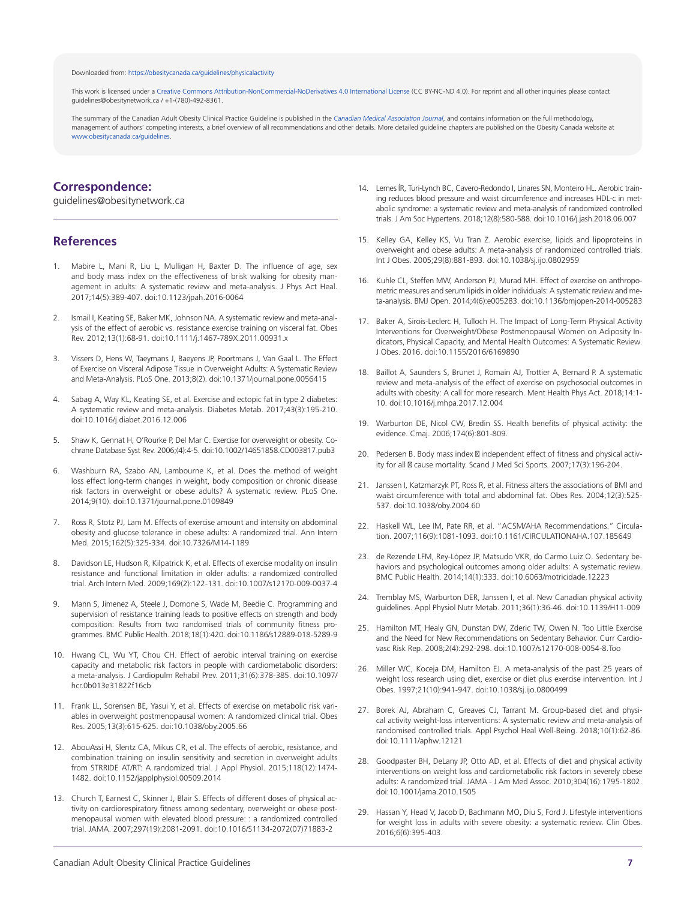Downloaded from: https://obesitycanada.ca/guidelines/physicalactivity

This work is licensed under a Creative Commons Attribution-NonCommercial-NoDerivatives 4.0 International License (CC BY-NC-ND 4.0). For reprint and all other inquiries please contact guidelines@obesitynetwork.ca / +1-(780)-492-8361.

The summary of the Canadian Adult Obesity Clinical Practice Guideline is published in the *Canadian Medical Association Journal*, and contains information on the full methodology, management of authors' competing interests, a brief overview of all recommendations and other details. More detailed guideline chapters are published on the Obesity Canada website at www.obesitycanada.ca/guidelines.

## Correspondence:

guidelines@obesitynetwork.ca

## References

1. Mabire L, Mani R, Liu L, Mulligan H, Baxter D. The influence of age, sex and body mass index on the effectiveness of brisk walking for obesity management in adults: A systematic review and meta-analysis. J Phys Act Heal. 2017;14(5):389-407. doi:10.1123/jpah.2016-0064
2. Ismail I, Keating SE, Baker MK, Johnson NA. A systematic review and meta-analysis of the effect of aerobic vs. resistance exercise training on visceral fat. Obes Rev. 2012;13(1):68-91. doi:10.1111/j.1467-789X.2011.00931.x
3. Vissers D, Hens W, Taeymans J, Baeyens JP, Poortmans J, Van Gaal L. The Effect of Exercise on Visceral Adipose Tissue in Overweight Adults: A Systematic Review and Meta-Analysis. PLoS One. 2013;8(2). doi:10.1371/journal.pone.0056415
4. Sabag A, Way KL, Keating SE, et al. Exercise and ectopic fat in type 2 diabetes: A systematic review and meta-analysis. Diabetes Metab. 2017;43(3):195-210. doi:10.1016/j.diabet.2016.12.006
5. Shaw K, Gennat H, O'Rourke P, Del Mar C. Exercise for overweight or obesity. Cochrane Database Syst Rev. 2006;(4):4-5. doi:10.1002/14651858.CD003817.pub3
6. Washburn RA, Szabo AN, Lambourne K, et al. Does the method of weight loss effect long-term changes in weight, body composition or chronic disease risk factors in overweight or obese adults? A systematic review. PLoS One. 2014;9(10). doi:10.1371/journal.pone.0109849
7. Ross R, Stotz PJ, Lam M. Effects of exercise amount and intensity on abdominal obesity and glucose tolerance in obese adults: A randomized trial. Ann Intern Med. 2015;162(5):325-334. doi:10.7326/M14-1189
8. Davidson LE, Hudson R, Kilpatrick K, et al. Effects of exercise modality on insulin resistance and functional limitation in older adults: a randomized controlled trial. Arch Intern Med. 2009;169(2):122-131. doi:10.1007/s12170-009-0037-4
9. Mann S, Jimenez A, Steele J, Domone S, Wade M, Beedie C. Programming and supervision of resistance training leads to positive effects on strength and body composition: Results from two randomised trials of community fitness programmes. BMC Public Health. 2018;18(1):420. doi:10.1186/s12889-018-5289-9
10. Hwang CL, Wu YT, Chou CH. Effect of aerobic interval training on exercise capacity and metabolic risk factors in people with cardiometabolic disorders: a meta-analysis. J Cardiopulm Rehabil Prev. 2011;31(6):378-385. doi:10.1097/hcr.0b013e31822f16cb
11. Frank LL, Sorensen BE, Yasui Y, et al. Effects of exercise on metabolic risk variables in overweight postmenopausal women: A randomized clinical trial. Obes Res. 2005;13(3):615-625. doi:10.1038/oby.2005.66
12. AbouAssi H, Slentz CA, Mikus CR, et al. The effects of aerobic, resistance, and combination training on insulin sensitivity and secretion in overweight adults from STRRIDE AT/RT: A randomized trial. J Appl Physiol. 2015;118(12):1474-1482. doi:10.1152/japplphysiol.00509.2014
13. Church T, Earnest C, Skinner J, Blair S. Effects of different doses of physical activity on cardiorespiratory fitness among sedentary, overweight or obese postmenopausal women with elevated blood pressure: : a randomized controlled trial. JAMA. 2007;297(19):2081-2091. doi:10.1016/S1134-2072(07)71883-2
14. Lemes ÍR, Turi-Lynch BC, Cavero-Redondo I, Linares SN, Monteiro HL. Aerobic training reduces blood pressure and waist circumference and increases HDL-c in metabolic syndrome: a systematic review and meta-analysis of randomized controlled trials. J Am Soc Hypertens. 2018;12(8):580-588. doi:10.1016/j.jash.2018.06.007
15. Kelley GA, Kelley KS, Vu Tran Z. Aerobic exercise, lipids and lipoproteins in overweight and obese adults: A meta-analysis of randomized controlled trials. Int J Obes. 2005;29(8):881-893. doi:10.1038/sj.ijo.0802959
16. Kuhle CL, Steffen MW, Anderson PJ, Murad MH. Effect of exercise on anthropometric measures and serum lipids in older individuals: A systematic review and meta-analysis. BMJ Open. 2014;4(6):e005283. doi:10.1136/bmjopen-2014-005283
17. Baker A, Sirois-Leclerc H, Tulloch H. The Impact of Long-Term Physical Activity Interventions for Overweight/Obese Postmenopausal Women on Adiposity Indicators, Physical Capacity, and Mental Health Outcomes: A Systematic Review. J Obes. 2016. doi:10.1155/2016/6169890
18. Baillot A, Saunders S, Brunet J, Romain AJ, Trottier A, Bernard P. A systematic review and meta-analysis of the effect of exercise on psychosocial outcomes in adults with obesity: A call for more research. Ment Health Phys Act. 2018;14:1-10. doi:10.1016/j.mhpa.2017.12.004
19. Warburton DE, Nicol CW, Bredin SS. Health benefits of physical activity: the evidence. Cmaj. 2006;174(6):801-809.
20. Pedersen B. Body mass index independent effect of fitness and physical activity for all cause mortality. Scand J Med Sci Sports. 2007;17(3):196-204.
21. Janssen I, Katzmarzyk PT, Ross R, et al. Fitness alters the associations of BMI and waist circumference with total and abdominal fat. Obes Res. 2004;12(3):525-537. doi:10.1038/oby.2004.60
22. Haskell WL, Lee IM, Pate RR, et al. "ACSM/AHA Recommendations." Circulation. 2007;116(9):1081-1093. doi:10.1161/CIRCULATIONAHA.107.185649
23. de Rezende LFM, Rey-López JP, Matsudo VKR, do Carmo Luiz O. Sedentary behaviors and psychological outcomes among older adults: A systematic review. BMC Public Health. 2014;14(1):333. doi:10.6063/motricidade.12223
24. Tremblay MS, Warburton DER, Janssen I, et al. New Canadian physical activity guidelines. Appl Physiol Nutr Metab. 2011;36(1):36-46. doi:10.1139/H11-009
25. Hamilton MT, Healy GN, Dunstan DW, Zderic TW, Owen N. Too Little Exercise and the Need for New Recommendations on Sedentary Behavior. Curr Cardiovasc Risk Rep. 2008;2(4):292-298. doi:10.1007/s12170-008-0054-8.Too
26. Miller WC, Koceja DM, Hamilton EJ. A meta-analysis of the past 25 years of weight loss research using diet, exercise or diet plus exercise intervention. Int J Obes. 1997;21(10):941-947. doi:10.1038/sj.ijo.0800499
27. Borek AJ, Abraham C, Greaves CJ, Tarrant M. Group-based diet and physical activity weight-loss interventions: A systematic review and meta-analysis of randomised controlled trials. Appl Psychol Heal Well-Being. 2018;10(1):62-86. doi:10.1111/aphw.12121
28. Goodpaster BH, DeLany JP, Otto AD, et al. Effects of diet and physical activity interventions on weight loss and cardiometabolic risk factors in severely obese adults: A randomized trial. JAMA - J Am Med Assoc. 2010;304(16):1795-1802. doi:10.1001/jama.2010.1505
29. Hassan Y, Head V, Jacob D, Bachmann MO, Diu S, Ford J. Lifestyle interventions for weight loss in adults with severe obesity: a systematic review. Clin Obes. 2016;6(6):395-403.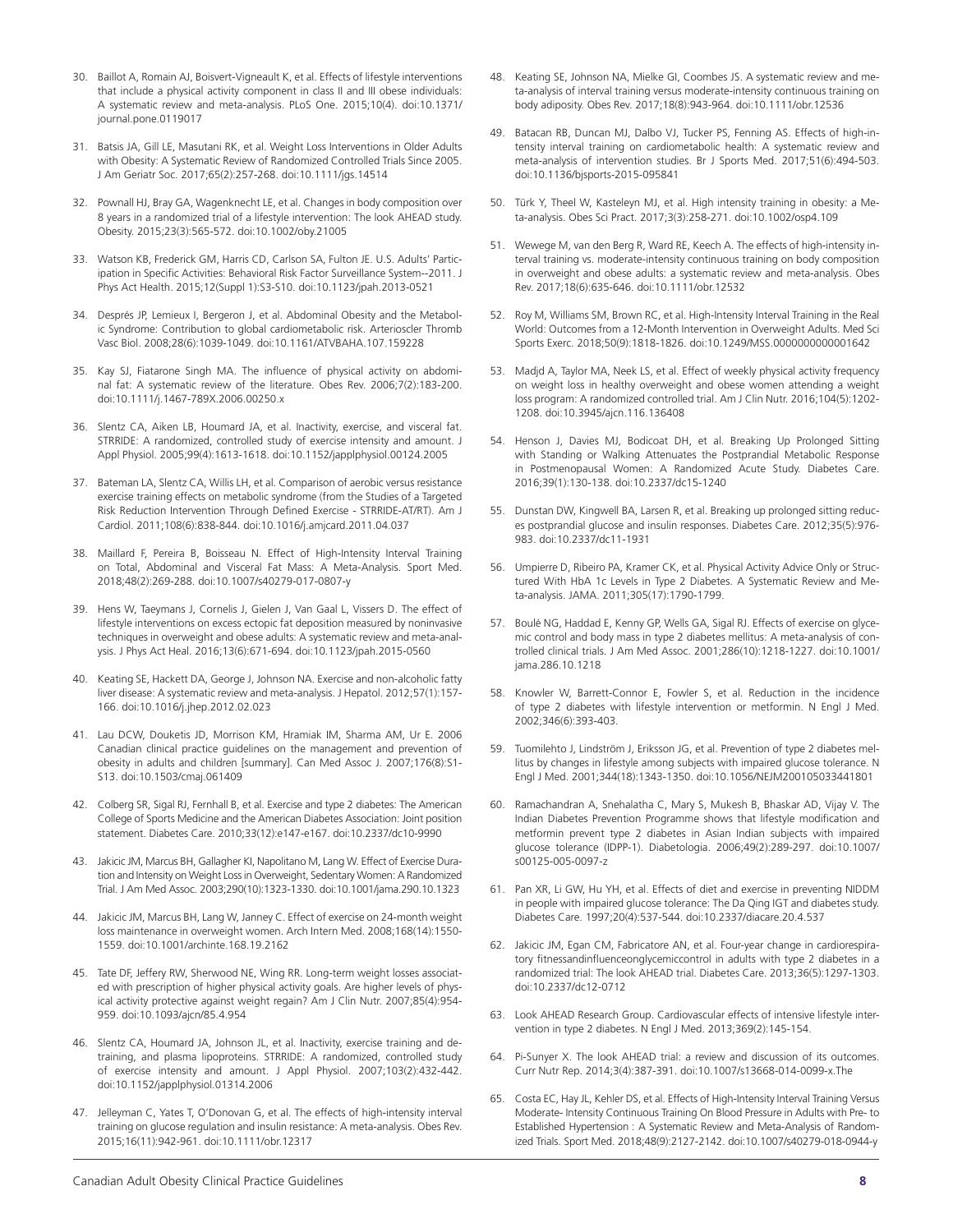30. Baillot A, Romain AJ, Boisvert-Vigneault K, et al. Effects of lifestyle interventions that include a physical activity component in class II and III obese individuals: A systematic review and meta-analysis. PLoS One. 2015;10(4). doi:10.1371/journal.pone.0119017

31. Batsis JA, Gill LE, Masutani RK, et al. Weight Loss Interventions in Older Adults with Obesity: A Systematic Review of Randomized Controlled Trials Since 2005. J Am Geriatr Soc. 2017;65(2):257-268. doi:10.1111/jgs.14514

32. Pownall HJ, Bray GA, Wagenknecht LE, et al. Changes in body composition over 8 years in a randomized trial of a lifestyle intervention: The look AHEAD study. Obesity. 2015;23(3):565-572. doi:10.1002/oby.21005

33. Watson KB, Frederick GM, Harris CD, Carlson SA, Fulton JE. U.S. Adults' Participation in Specific Activities: Behavioral Risk Factor Surveillance System--2011. J Phys Act Health. 2015;12(Suppl 1):S3-S10. doi:10.1123/jpah.2013-0521

34. Després JP, Lemieux I, Bergeron J, et al. Abdominal Obesity and the Metabolic Syndrome: Contribution to global cardiometabolic risk. Arterioscler Thromb Vasc Biol. 2008;28(6):1039-1049. doi:10.1161/ATVBAHA.107.159228

35. Kay SJ, Fiatarone Singh MA. The influence of physical activity on abdominal fat: A systematic review of the literature. Obes Rev. 2006;7(2):183-200. doi:10.1111/j.1467-789X.2006.00250.x

36. Slentz CA, Aiken LB, Houmard JA, et al. Inactivity, exercise, and visceral fat. STRRIDE: A randomized, controlled study of exercise intensity and amount. J Appl Physiol. 2005;99(4):1613-1618. doi:10.1152/japplphysiol.00124.2005

37. Bateman LA, Slentz CA, Willis LH, et al. Comparison of aerobic versus resistance exercise training effects on metabolic syndrome (from the Studies of a Targeted Risk Reduction Intervention Through Defined Exercise - STRRIDE-AT/RT). Am J Cardiol. 2011;108(6):838-844. doi:10.1016/j.amjcard.2011.04.037

38. Maillard F, Pereira B, Boisseau N. Effect of High-Intensity Interval Training on Total, Abdominal and Visceral Fat Mass: A Meta-Analysis. Sport Med. 2018;48(2):269-288. doi:10.1007/s40279-017-0807-y

39. Hens W, Taeymans J, Cornelis J, Gielen J, Van Gaal L, Vissers D. The effect of lifestyle interventions on excess ectopic fat deposition measured by noninvasive techniques in overweight and obese adults: A systematic review and meta-analysis. J Phys Act Heal. 2016;13(6):671-694. doi:10.1123/jpah.2015-0560

40. Keating SE, Hackett DA, George J, Johnson NA. Exercise and non-alcoholic fatty liver disease: A systematic review and meta-analysis. J Hepatol. 2012;57(1):157-166. doi:10.1016/j.jhep.2012.02.023

41. Lau DCW, Douketis JD, Morrison KM, Hramiak IM, Sharma AM, Ur E. 2006 Canadian clinical practice guidelines on the management and prevention of obesity in adults and children [summary]. Can Med Assoc J. 2007;176(8):S1-S13. doi:10.1503/cmaj.061409

42. Colberg SR, Sigal RJ, Fernhall B, et al. Exercise and type 2 diabetes: The American College of Sports Medicine and the American Diabetes Association: Joint position statement. Diabetes Care. 2010;33(12):e147-e167. doi:10.2337/dc10-9990

43. Jakicic JM, Marcus BH, Gallagher KI, Napolitano M, Lang W. Effect of Exercise Duration and Intensity on Weight Loss in Overweight, Sedentary Women: A Randomized Trial. J Am Med Assoc. 2003;290(10):1323-1330. doi:10.1001/jama.290.10.1323

44. Jakicic JM, Marcus BH, Lang W, Janney C. Effect of exercise on 24-month weight loss maintenance in overweight women. Arch Intern Med. 2008;168(14):1550-1559. doi:10.1001/archinte.168.19.2162

45. Tate DF, Jeffery RW, Sherwood NE, Wing RR. Long-term weight losses associated with prescription of higher physical activity goals. Are higher levels of physical activity protective against weight regain? Am J Clin Nutr. 2007;85(4):954-959. doi:10.1093/ajcn/85.4.954

46. Slentz CA, Houmard JA, Johnson JL, et al. Inactivity, exercise training and detraining, and plasma lipoproteins. STRRIDE: A randomized, controlled study of exercise intensity and amount. J Appl Physiol. 2007;103(2):432-442. doi:10.1152/japplphysiol.01314.2006

47. Jelleyman C, Yates T, O'Donovan G, et al. The effects of high-intensity interval training on glucose regulation and insulin resistance: A meta-analysis. Obes Rev. 2015;16(11):942-961. doi:10.1111/obr.12317

48. Keating SE, Johnson NA, Mielke GI, Coombes JS. A systematic review and meta-analysis of interval training versus moderate-intensity continuous training on body adiposity. Obes Rev. 2017;18(8):943-964. doi:10.1111/obr.12536

49. Batacan RB, Duncan MJ, Dalbo VJ, Tucker PS, Fenning AS. Effects of high-intensity interval training on cardiometabolic health: A systematic review and meta-analysis of intervention studies. Br J Sports Med. 2017;51(6):494-503. doi:10.1136/bjsports-2015-095841

50. Türk Y, Theel W, Kasteleyn MJ, et al. High intensity training in obesity: a Meta-analysis. Obes Sci Pract. 2017;3(3):258-271. doi:10.1002/osp4.109

51. Wewege M, van den Berg R, Ward RE, Keech A. The effects of high-intensity interval training vs. moderate-intensity continuous training on body composition in overweight and obese adults: a systematic review and meta-analysis. Obes Rev. 2017;18(6):635-646. doi:10.1111/obr.12532

52. Roy M, Williams SM, Brown RC, et al. High-Intensity Interval Training in the Real World: Outcomes from a 12-Month Intervention in Overweight Adults. Med Sci Sports Exerc. 2018;50(9):1818-1826. doi:10.1249/MSS.0000000000001642

53. Madjd A, Taylor MA, Neek LS, et al. Effect of weekly physical activity frequency on weight loss in healthy overweight and obese women attending a weight loss program: A randomized controlled trial. Am J Clin Nutr. 2016;104(5):1202-1208. doi:10.3945/ajcn.116.136408

54. Henson J, Davies MJ, Bodicoat DH, et al. Breaking Up Prolonged Sitting with Standing or Walking Attenuates the Postprandial Metabolic Response in Postmenopausal Women: A Randomized Acute Study. Diabetes Care. 2016;39(1):130-138. doi:10.2337/dc15-1240

55. Dunstan DW, Kingwell BA, Larsen R, et al. Breaking up prolonged sitting reduces postprandial glucose and insulin responses. Diabetes Care. 2012;35(5):976-983. doi:10.2337/dc11-1931

56. Umpierre D, Ribeiro PA, Kramer CK, et al. Physical Activity Advice Only or Structured With HbA 1c Levels in Type 2 Diabetes. A Systematic Review and Meta-analysis. JAMA. 2011;305(17):1790-1799.

57. Boulé NG, Haddad E, Kenny GP, Wells GA, Sigal RJ. Effects of exercise on glycemic control and body mass in type 2 diabetes mellitus: A meta-analysis of controlled clinical trials. J Am Med Assoc. 2001;286(10):1218-1227. doi:10.1001/jama.286.10.1218

58. Knowler W, Barrett-Connor E, Fowler S, et al. Reduction in the incidence of type 2 diabetes with lifestyle intervention or metformin. N Engl J Med. 2002;346(6):393-403.

59. Tuomilehto J, Lindström J, Eriksson JG, et al. Prevention of type 2 diabetes mellitus by changes in lifestyle among subjects with impaired glucose tolerance. N Engl J Med. 2001;344(18):1343-1350. doi:10.1056/NEJM200105033441801

60. Ramachandran A, Snehalatha C, Mary S, Mukesh B, Bhaskar AD, Vijay V. The Indian Diabetes Prevention Programme shows that lifestyle modification and metformin prevent type 2 diabetes in Asian Indian subjects with impaired glucose tolerance (IDPP-1). Diabetologia. 2006;49(2):289-297. doi:10.1007/s00125-005-0097-z

61. Pan XR, Li GW, Hu YH, et al. Effects of diet and exercise in preventing NIDDM in people with impaired glucose tolerance: The Da Qing IGT and diabetes study. Diabetes Care. 1997;20(4):537-544. doi:10.2337/diacare.20.4.537

62. Jakicic JM, Egan CM, Fabricatore AN, et al. Four-year change in cardiorespiratory fitnessandinfluenceonglycemiccontrol in adults with type 2 diabetes in a randomized trial: The look AHEAD trial. Diabetes Care. 2013;36(5):1297-1303. doi:10.2337/dc12-0712

63. Look AHEAD Research Group. Cardiovascular effects of intensive lifestyle intervention in type 2 diabetes. N Engl J Med. 2013;369(2):145-154.

64. Pi-Sunyer X. The look AHEAD trial: a review and discussion of its outcomes. Curr Nutr Rep. 2014;3(4):387-391. doi:10.1007/s13668-014-0099-x.The

65. Costa EC, Hay JL, Kehler DS, et al. Effects of High-Intensity Interval Training Versus Moderate- Intensity Continuous Training On Blood Pressure in Adults with Pre- to Established Hypertension : A Systematic Review and Meta-Analysis of Randomized Trials. Sport Med. 2018;48(9):2127-2142. doi:10.1007/s40279-018-0944-y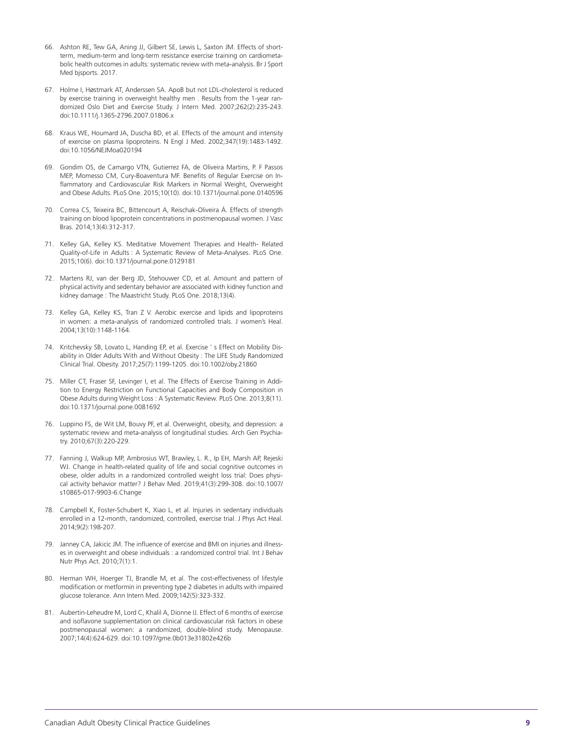66. Ashton RE, Tew GA, Aning JJ, Gilbert SE, Lewis L, Saxton JM. Effects of short-term, medium-term and long-term resistance exercise training on cardiometabolic health outcomes in adults: systematic review with meta-analysis. Br J Sport Med bjsports. 2017.

67. Holme I, Høstmark AT, Anderssen SA. ApoB but not LDL-cholesterol is reduced by exercise training in overweight healthy men . Results from the 1-year randomized Oslo Diet and Exercise Study. J Intern Med. 2007;262(2):235-243. doi:10.1111/j.1365-2796.2007.01806.x

68. Kraus WE, Houmard JA, Duscha BD, et al. Effects of the amount and intensity of exercise on plasma lipoproteins. N Engl J Med. 2002;347(19):1483-1492. doi:10.1056/NEJMoa020194

69. Gondim OS, de Camargo VTN, Gutierrez FA, de Oliveira Martins, P. F Passos MEP, Momesso CM, Cury-Boaventura MF. Benefits of Regular Exercise on Inflammatory and Cardiovascular Risk Markers in Normal Weight, Overweight and Obese Adults. PLoS One. 2015;10(10). doi:10.1371/journal.pone.0140596

70. Correa CS, Teixeira BC, Bittencourt A, Reischak-Oliveira Á. Effects of strength training on blood lipoprotein concentrations in postmenopausal women. J Vasc Bras. 2014;13(4):312-317.

71. Kelley GA, Kelley KS. Meditative Movement Therapies and Health- Related Quality-of-Life in Adults : A Systematic Review of Meta-Analyses. PLoS One. 2015;10(6). doi:10.1371/journal.pone.0129181

72. Martens RJ, van der Berg JD, Stehouwer CD, et al. Amount and pattern of physical activity and sedentary behavior are associated with kidney function and kidney damage : The Maastricht Study. PLoS One. 2018;13(4).

73. Kelley GA, Kelley KS, Tran Z V. Aerobic exercise and lipids and lipoproteins in women: a meta-analysis of randomized controlled trials. J women's Heal. 2004;13(10):1148-1164.

74. Kritchevsky SB, Lovato L, Handing EP, et al. Exercise ' s Effect on Mobility Disability in Older Adults With and Without Obesity : The LIFE Study Randomized Clinical Trial. Obesity. 2017;25(7):1199-1205. doi:10.1002/oby.21860

75. Miller CT, Fraser SF, Levinger I, et al. The Effects of Exercise Training in Addition to Energy Restriction on Functional Capacities and Body Composition in Obese Adults during Weight Loss : A Systematic Review. PLoS One. 2013;8(11). doi:10.1371/journal.pone.0081692

76. Luppino FS, de Wit LM, Bouvy PF, et al. Overweight, obesity, and depression: a systematic review and meta-analysis of longitudinal studies. Arch Gen Psychiatry. 2010;67(3):220-229.

77. Fanning J, Walkup MP, Ambrosius WT, Brawley, L. R., Ip EH, Marsh AP, Rejeski WJ. Change in health-related quality of life and social cognitive outcomes in obese, older adults in a randomized controlled weight loss trial: Does physical activity behavior matter? J Behav Med. 2019;41(3):299-308. doi:10.1007/s10865-017-9903-6.Change

78. Campbell K, Foster-Schubert K, Xiao L, et al. Injuries in sedentary individuals enrolled in a 12-month, randomized, controlled, exercise trial. J Phys Act Heal. 2014;9(2):198-207.

79. Janney CA, Jakicic JM. The influence of exercise and BMI on injuries and illnesses in overweight and obese individuals : a randomized control trial. Int J Behav Nutr Phys Act. 2010;7(1):1.

80. Herman WH, Hoerger TJ, Brandle M, et al. The cost-effectiveness of lifestyle modification or metformin in preventing type 2 diabetes in adults with impaired glucose tolerance. Ann Intern Med. 2009;142(5):323-332.

81. Aubertin-Leheudre M, Lord C, Khalil A, Dionne IJ. Effect of 6 months of exercise and isoflavone supplementation on clinical cardiovascular risk factors in obese postmenopausal women: a randomized, double-blind study. Menopause. 2007;14(4):624-629. doi:10.1097/gme.0b013e31802e426b